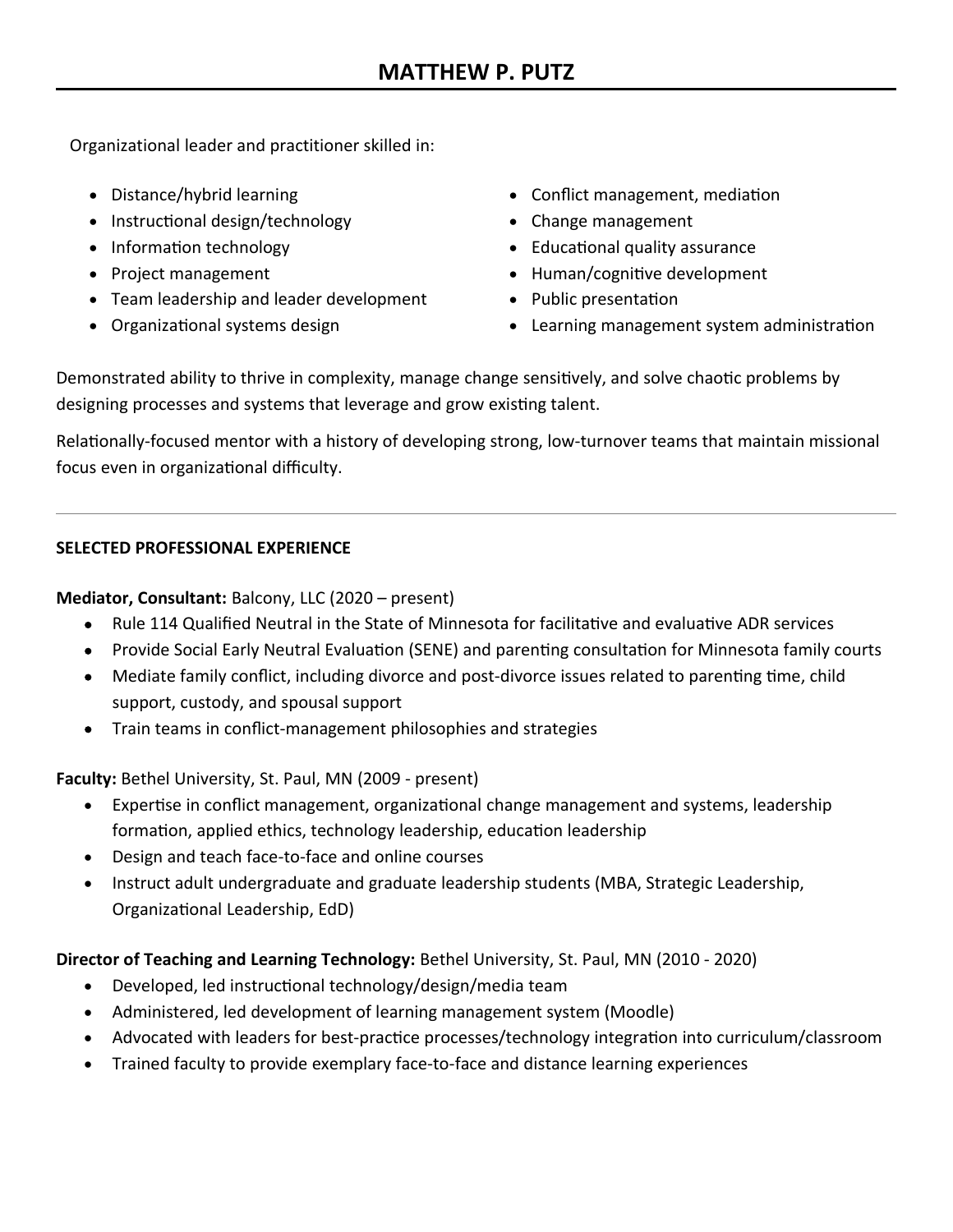# MATTHEW P. PUTZ

Organizational leader and practitioner skilled in:

- Distance/hybrid learning
- Instructional design/technology
- Information technology
- Project management
- Team leadership and leader development
- Organizational systems design
- Conflict management, mediation
- Change management
- Educational quality assurance
- Human/cognitive development
- Public presentation
- Learning management system administration

Demonstrated ability to thrive in complexity, manage change sensitively, and solve chaotic problems by designing processes and systems that leverage and grow existing talent.

Relationally-focused mentor with a history of developing strong, low-turnover teams that maintain missional focus even in organizational difficulty.

---

**SELECTED PROFESSIONAL EXPERIENCE**

**Mediator, Consultant:** Balcony, LLC (2020 – present)

- Rule 114 Qualified Neutral in the State of Minnesota for facilitative and evaluative ADR services
- Provide Social Early Neutral Evaluation (SENE) and parenting consultation for Minnesota family courts
- Mediate family conflict, including divorce and post-divorce issues related to parenting time, child support, custody, and spousal support
- Train teams in conflict-management philosophies and strategies

**Faculty:** Bethel University, St. Paul, MN (2009 - present)

- Expertise in conflict management, organizational change management and systems, leadership formation, applied ethics, technology leadership, education leadership
- Design and teach face-to-face and online courses
- Instruct adult undergraduate and graduate leadership students (MBA, Strategic Leadership, Organizational Leadership, EdD)

**Director of Teaching and Learning Technology:** Bethel University, St. Paul, MN (2010 - 2020)

- Developed, led instructional technology/design/media team
- Administered, led development of learning management system (Moodle)
- Advocated with leaders for best-practice processes/technology integration into curriculum/classroom
- Trained faculty to provide exemplary face-to-face and distance learning experiences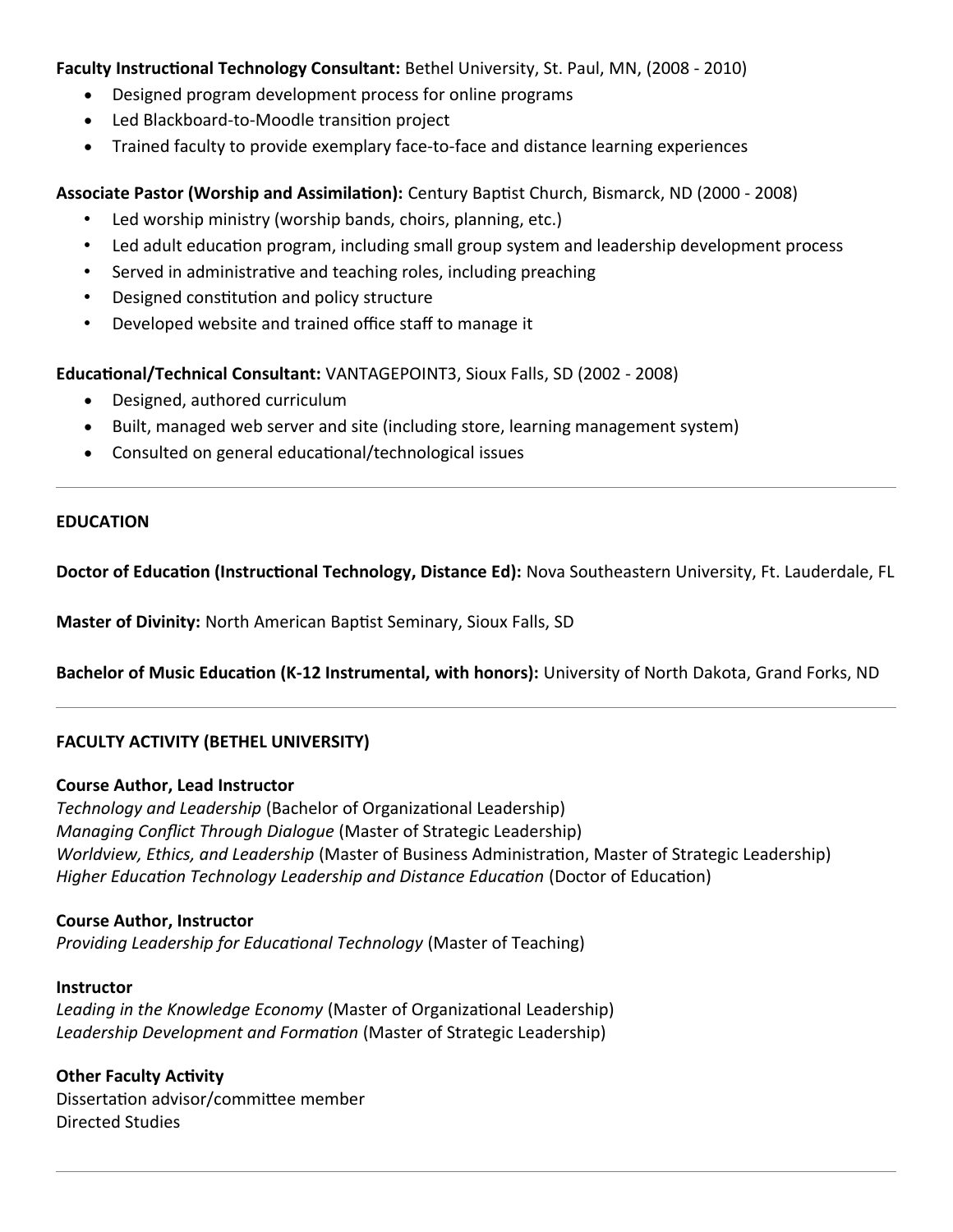**Faculty Instructional Technology Consultant:** Bethel University, St. Paul, MN, (2008 - 2010)

- Designed program development process for online programs
- Led Blackboard-to-Moodle transition project
- Trained faculty to provide exemplary face-to-face and distance learning experiences

**Associate Pastor (Worship and Assimilation):** Century Baptist Church, Bismarck, ND (2000 - 2008)

- Led worship ministry (worship bands, choirs, planning, etc.)
- Led adult education program, including small group system and leadership development process
- Served in administrative and teaching roles, including preaching
- Designed constitution and policy structure
- Developed website and trained office staff to manage it

**Educational/Technical Consultant:** VANTAGEPOINT3, Sioux Falls, SD (2002 - 2008)

- Designed, authored curriculum
- Built, managed web server and site (including store, learning management system)
- Consulted on general educational/technological issues

---

## EDUCATION

**Doctor of Education (Instructional Technology, Distance Ed):** Nova Southeastern University, Ft. Lauderdale, FL

**Master of Divinity:** North American Baptist Seminary, Sioux Falls, SD

**Bachelor of Music Education (K-12 Instrumental, with honors):** University of North Dakota, Grand Forks, ND

---

## FACULTY ACTIVITY (BETHEL UNIVERSITY)

**Course Author, Lead Instructor**
*Technology and Leadership* (Bachelor of Organizational Leadership)
*Managing Conflict Through Dialogue* (Master of Strategic Leadership)
*Worldview, Ethics, and Leadership* (Master of Business Administration, Master of Strategic Leadership)
*Higher Education Technology Leadership and Distance Education* (Doctor of Education)

**Course Author, Instructor**
*Providing Leadership for Educational Technology* (Master of Teaching)

**Instructor**
*Leading in the Knowledge Economy* (Master of Organizational Leadership)
*Leadership Development and Formation* (Master of Strategic Leadership)

**Other Faculty Activity**
Dissertation advisor/committee member
Directed Studies

---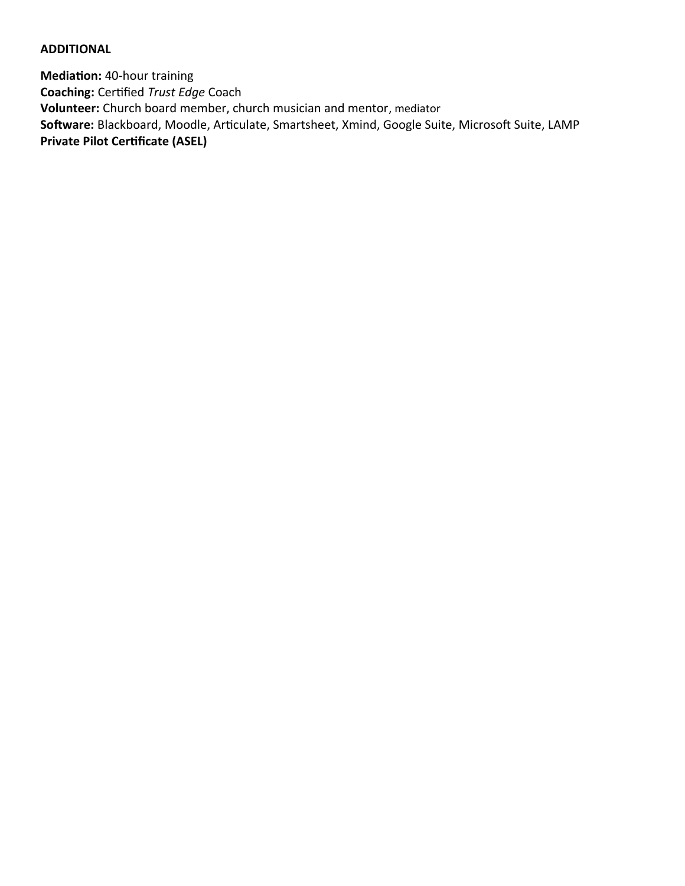## ADDITIONAL

**Mediation:** 40-hour training
**Coaching:** Certified *Trust Edge* Coach
**Volunteer:** Church board member, church musician and mentor, mediator
**Software:** Blackboard, Moodle, Articulate, Smartsheet, Xmind, Google Suite, Microsoft Suite, LAMP
**Private Pilot Certificate (ASEL)**